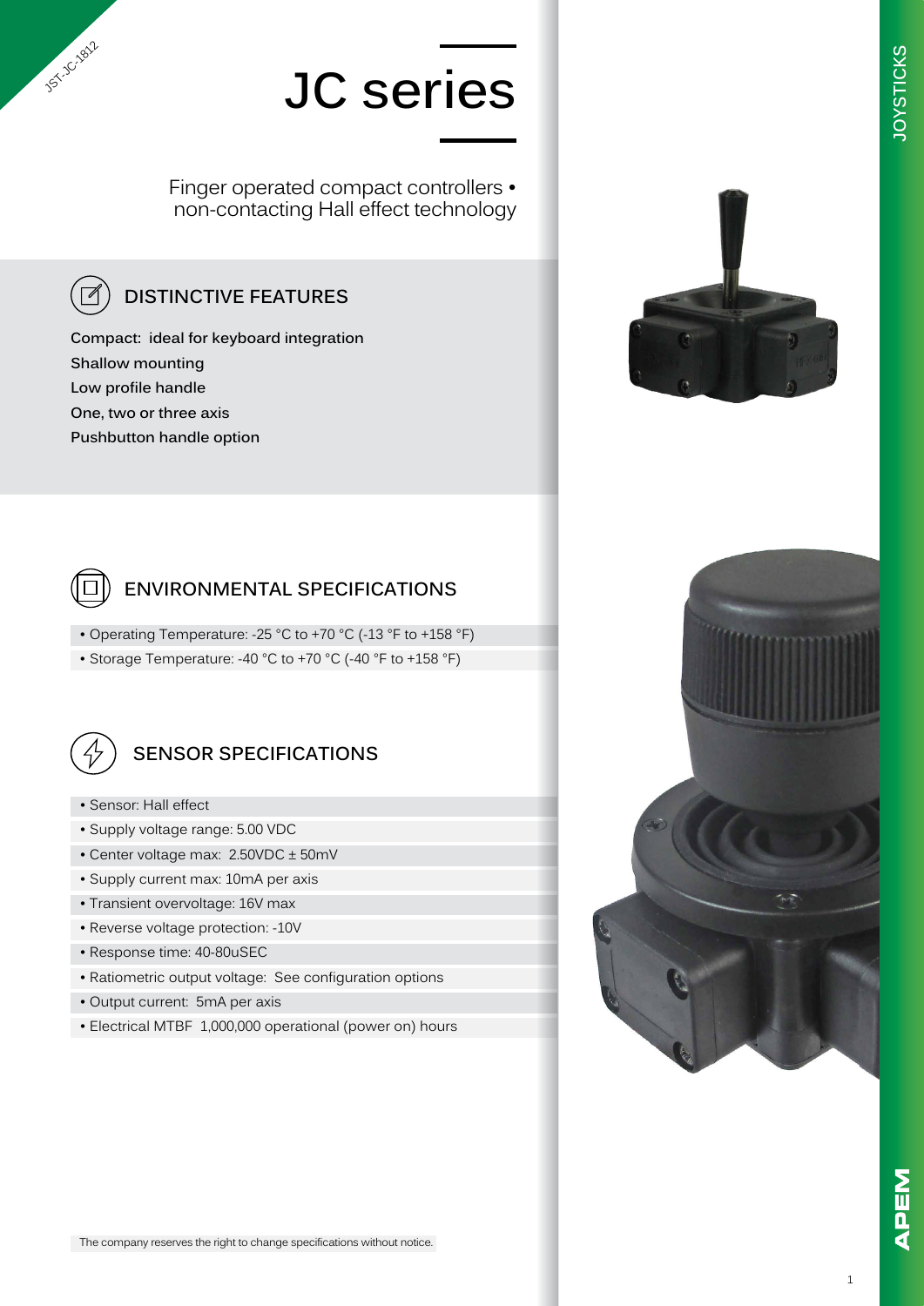# JC series

Finger operated compact controllers • non-contacting Hall effect technology

## DISTINCTIVE FEATURES

**Compact: ideal for keyboard integration**
**Shallow mounting**
**Low profile handle**
**One, two or three axis**
**Pushbutton handle option**

## ENVIRONMENTAL SPECIFICATIONS

- Operating Temperature: -25 °C to +70 °C (-13 °F to +158 °F)
- Storage Temperature: -40 °C to +70 °C (-40 °F to +158 °F)

## SENSOR SPECIFICATIONS

- Sensor: Hall effect
- Supply voltage range: 5.00 VDC
- Center voltage max: 2.50VDC ± 50mV
- Supply current max: 10mA per axis
- Transient overvoltage: 16V max
- Reverse voltage protection: -10V
- Response time: 40-80uSEC
- Ratiometric output voltage: See configuration options
- Output current: 5mA per axis
- Electrical MTBF 1,000,000 operational (power on) hours

The company reserves the right to change specifications without notice.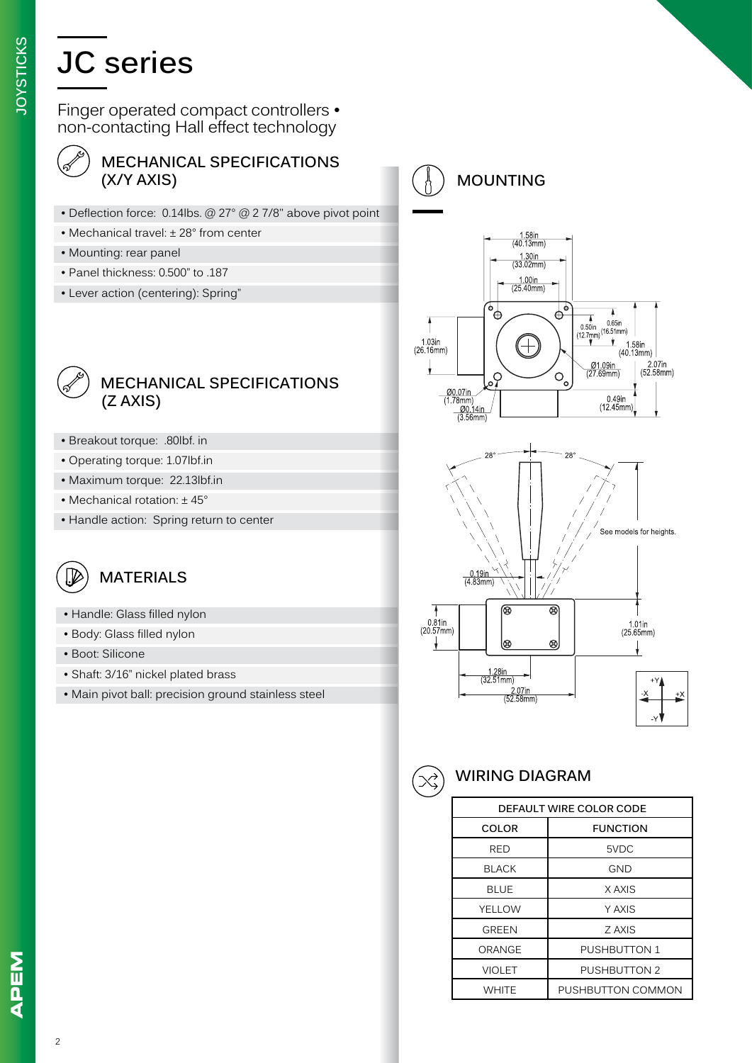# JC series

Finger operated compact controllers • non-contacting Hall effect technology

## MECHANICAL SPECIFICATIONS (X/Y AXIS)

- Deflection force: 0.14lbs. @ 27° @ 2 7/8" above pivot point
- Mechanical travel: ± 28° from center
- Mounting: rear panel
- Panel thickness: 0.500" to .187
- Lever action (centering): Spring"

## MECHANICAL SPECIFICATIONS (Z AXIS)

- Breakout torque: .80lbf. in
- Operating torque: 1.07lbf.in
- Maximum torque: 22.13lbf.in
- Mechanical rotation: ± 45°
- Handle action: Spring return to center

## MATERIALS

- Handle: Glass filled nylon
- Body: Glass filled nylon
- Boot: Silicone
- Shaft: 3/16" nickel plated brass
- Main pivot ball: precision ground stainless steel

## MOUNTING

1.58in (40.13mm)
1.30in (33.02mm)
1.00in (25.40mm)
1.03in (26.16mm)
0.50in (12.7mm)
0.65in (16.51mm)
1.58in (40.13mm)
2.07in (52.58mm)
Ø1.09in (27.69mm)
Ø0.07in (1.78mm)
Ø0.14in (3.56mm)
0.49in (12.45mm)

28°
28°
See models for heights.
0.19in (4.83mm)
0.81in (20.57mm)
1.01in (25.65mm)
1.28in (32.51mm)
2.07in (52.58mm)
+Y
-X
+X
-Y

## WIRING DIAGRAM

| DEFAULT WIRE COLOR CODE | |
|---|---|
| COLOR | FUNCTION |
| RED | 5VDC |
| BLACK | GND |
| BLUE | X AXIS |
| YELLOW | Y AXIS |
| GREEN | Z AXIS |
| ORANGE | PUSHBUTTON 1 |
| VIOLET | PUSHBUTTON 2 |
| WHITE | PUSHBUTTON COMMON |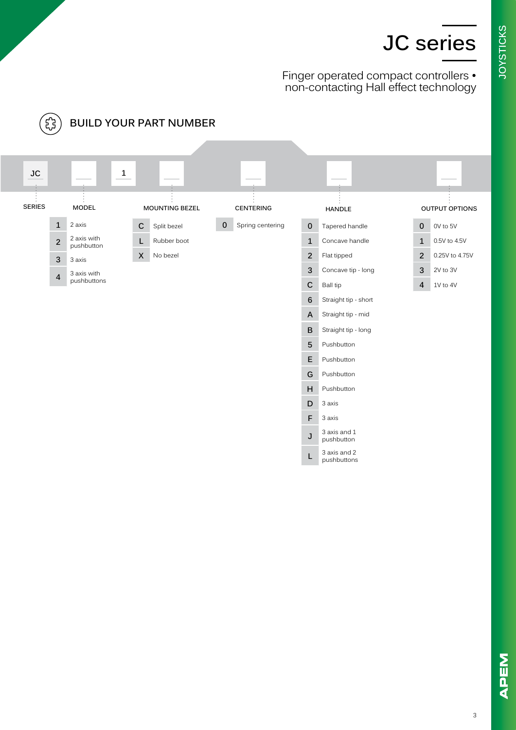# JC series

Finger operated compact controllers • non-contacting Hall effect technology

## BUILD YOUR PART NUMBER

JC | ___ | 1 | ___ | ___ | ___ | ___

**SERIES**: JC

**MODEL**

| | |
|---|---|
| 1 | 2 axis |
| 2 | 2 axis with pushbutton |
| 3 | 3 axis |
| 4 | 3 axis with pushbuttons |

**MOUNTING BEZEL**

| | |
|---|---|
| C | Split bezel |
| L | Rubber boot |
| X | No bezel |

**CENTERING**

| | |
|---|---|
| 0 | Spring centering |

**HANDLE**

| | |
|---|---|
| 0 | Tapered handle |
| 1 | Concave handle |
| 2 | Flat tipped |
| 3 | Concave tip - long |
| C | Ball tip |
| 6 | Straight tip - short |
| A | Straight tip - mid |
| B | Straight tip - long |
| 5 | Pushbutton |
| E | Pushbutton |
| G | Pushbutton |
| H | Pushbutton |
| D | 3 axis |
| F | 3 axis |
| J | 3 axis and 1 pushbutton |
| L | 3 axis and 2 pushbuttons |

**OUTPUT OPTIONS**

| | |
|---|---|
| 0 | 0V to 5V |
| 1 | 0.5V to 4.5V |
| 2 | 0.25V to 4.75V |
| 3 | 2V to 3V |
| 4 | 1V to 4V |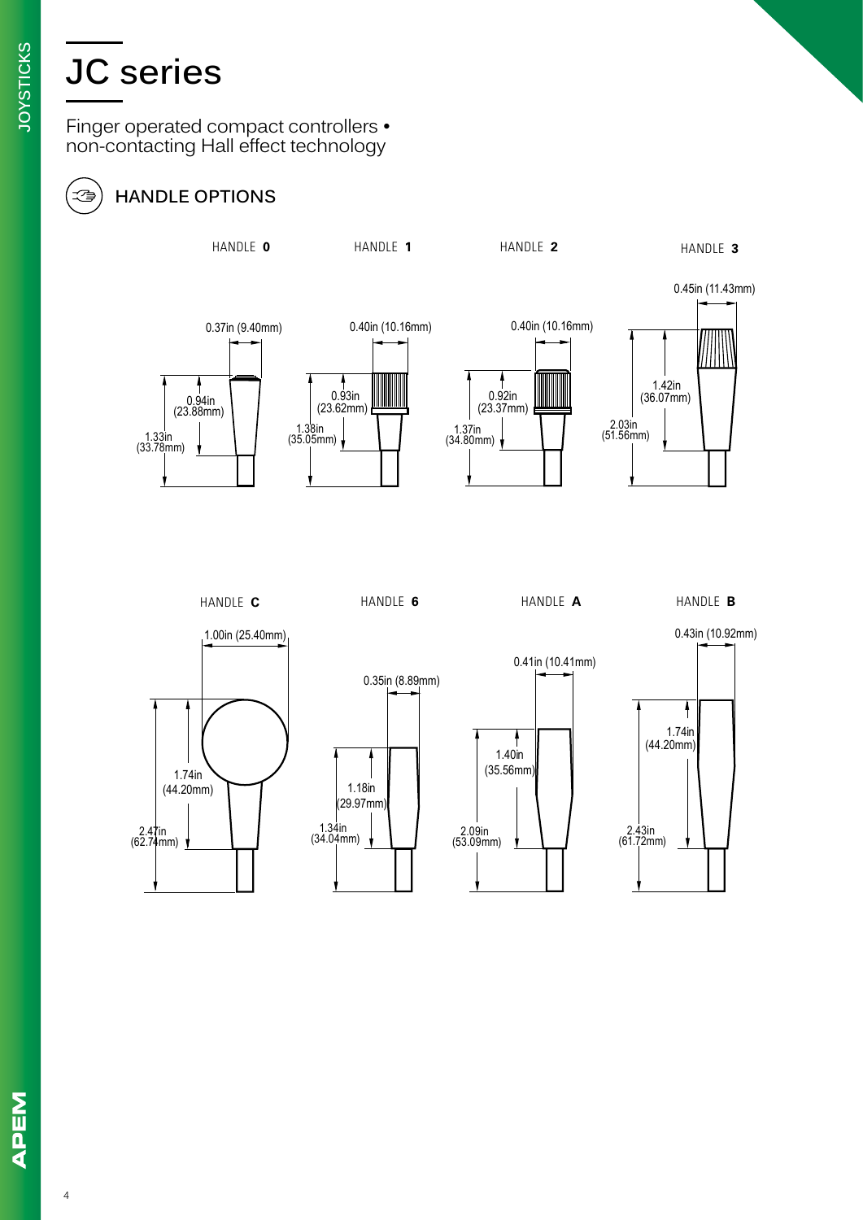# JC series

Finger operated compact controllers • non-contacting Hall effect technology

## HANDLE OPTIONS

HANDLE **0**

0.37in (9.40mm)

0.94in (23.88mm)

1.33in (33.78mm)

HANDLE **1**

0.40in (10.16mm)

0.93in (23.62mm)

1.38in (35.05mm)

HANDLE **2**

0.40in (10.16mm)

0.92in (23.37mm)

1.37in (34.80mm)

HANDLE **3**

0.45in (11.43mm)

1.42in (36.07mm)

2.03in (51.56mm)

HANDLE **C**

1.00in (25.40mm)

1.74in (44.20mm)

2.47in (62.74mm)

HANDLE **6**

0.35in (8.89mm)

1.18in (29.97mm)

1.34in (34.04mm)

HANDLE **A**

0.41in (10.41mm)

1.40in (35.56mm)

2.09in (53.09mm)

HANDLE **B**

0.43in (10.92mm)

1.74in (44.20mm)

2.43in (61.72mm)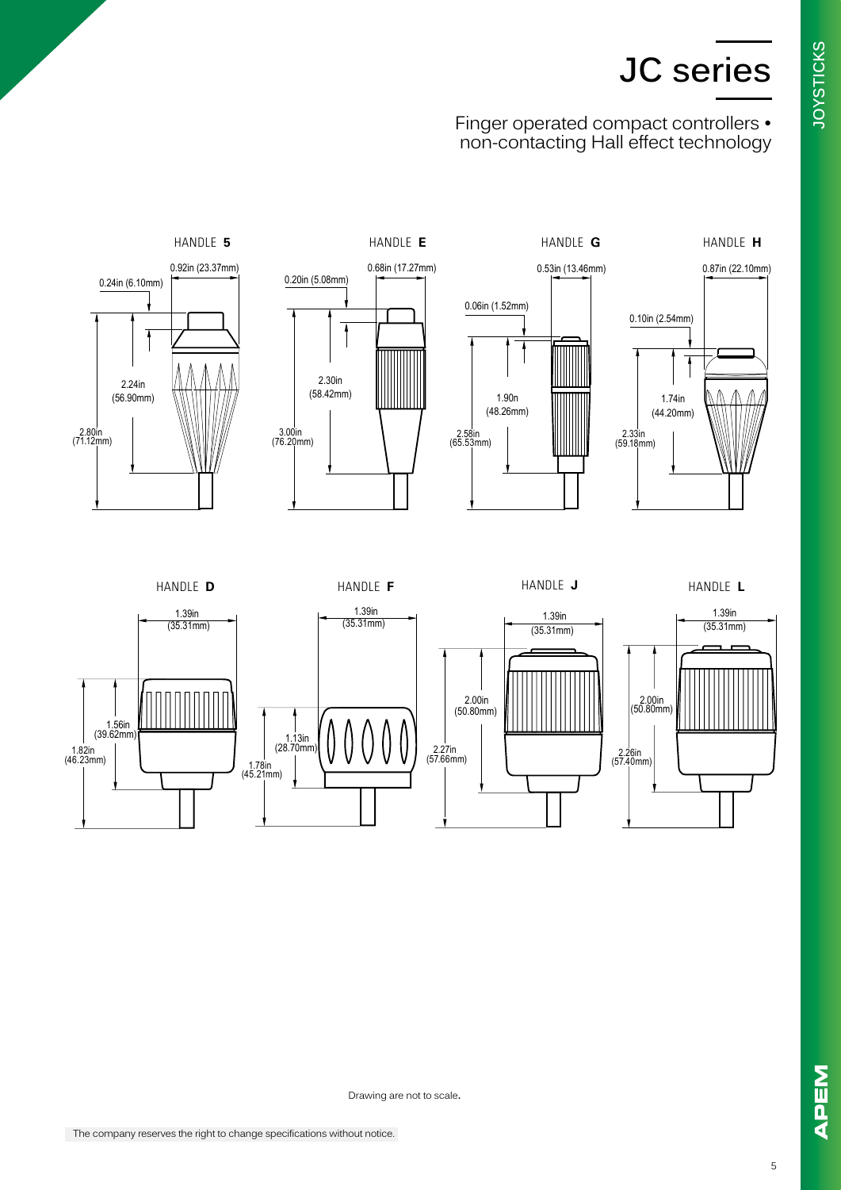# JC series

Finger operated compact controllers • non-contacting Hall effect technology

HANDLE **5**

0.92in (23.37mm)
0.24in (6.10mm)
2.24in (56.90mm)
2.80in (71.12mm)

HANDLE **E**

0.68in (17.27mm)
0.20in (5.08mm)
2.30in (58.42mm)
3.00in (76.20mm)

HANDLE **G**

0.53in (13.46mm)
0.06in (1.52mm)
1.90n (48.26mm)
2.58in (65.53mm)

HANDLE **H**

0.87in (22.10mm)
0.10in (2.54mm)
1.74in (44.20mm)
2.33in (59.18mm)

HANDLE **D**

1.39in (35.31mm)
1.56in (39.62mm)
1.82in (46.23mm)

HANDLE **F**

1.39in (35.31mm)
1.13in (28.70mm)
1.78in (45.21mm)

HANDLE **J**

1.39in (35.31mm)
2.00in (50.80mm)
2.27in (57.66mm)

HANDLE **L**

1.39in (35.31mm)
2.00in (50.80mm)
2.26in (57.40mm)

Drawing are not to scale.

The company reserves the right to change specifications without notice.